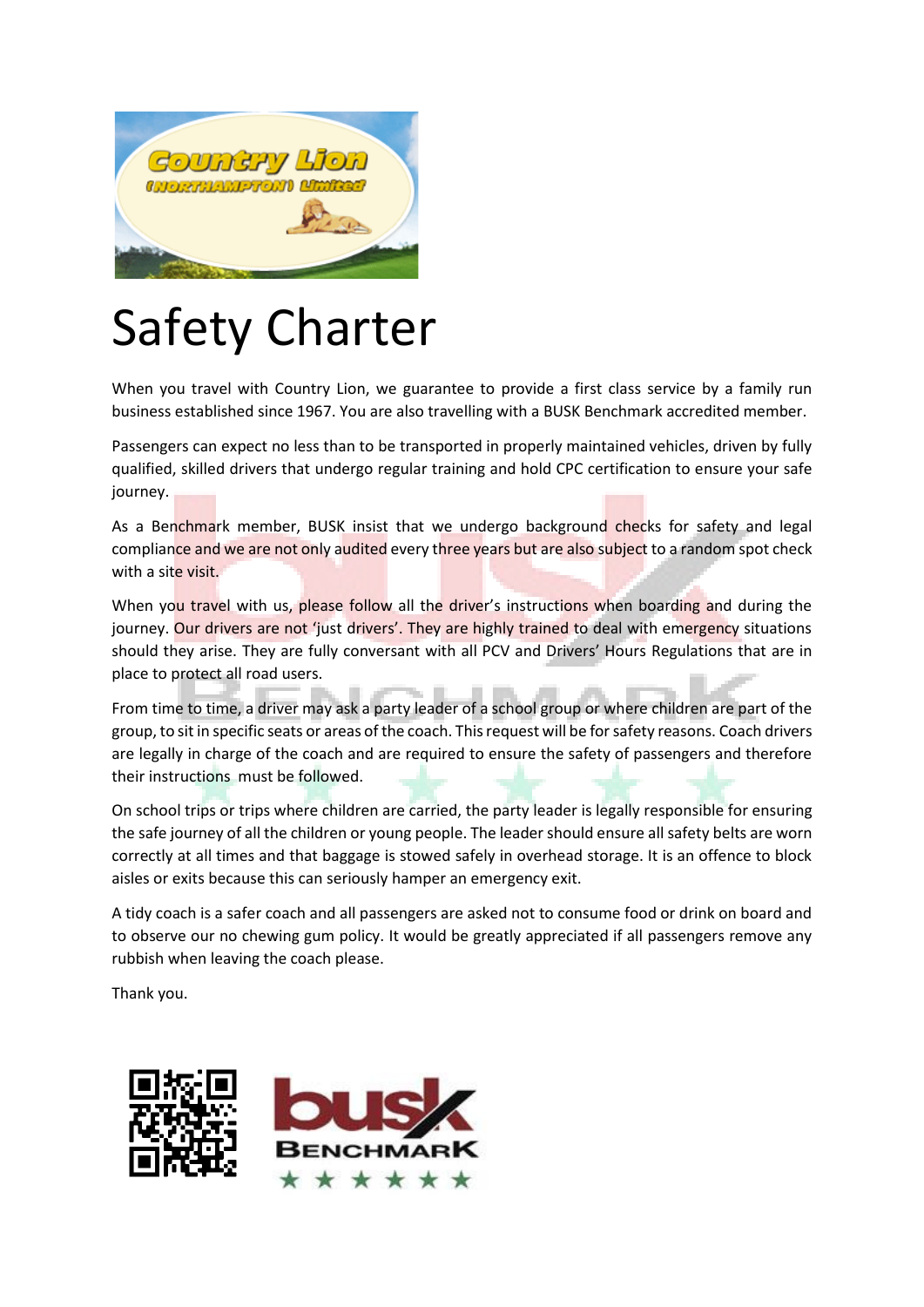# Safety Charter

When you travel with Country Lion, we guarantee to provide a first class service by a family run business established since 1967. You are also travelling with a BUSK Benchmark accredited member.

Passengers can expect no less than to be transported in properly maintained vehicles, driven by fully qualified, skilled drivers that undergo regular training and hold CPC certification to ensure your safe journey.

As a Benchmark member, BUSK insist that we undergo background checks for safety and legal compliance and we are not only audited every three years but are also subject to a random spot check with a site visit.

When you travel with us, please follow all the driver's instructions when boarding and during the journey. Our drivers are not 'just drivers'. They are highly trained to deal with emergency situations should they arise. They are fully conversant with all PCV and Drivers' Hours Regulations that are in place to protect all road users.

From time to time, a driver may ask a party leader of a school group or where children are part of the group, to sit in specific seats or areas of the coach. This request will be for safety reasons. Coach drivers are legally in charge of the coach and are required to ensure the safety of passengers and therefore their instructions must be followed.

On school trips or trips where children are carried, the party leader is legally responsible for ensuring the safe journey of all the children or young people. The leader should ensure all safety belts are worn correctly at all times and that baggage is stowed safely in overhead storage. It is an offence to block aisles or exits because this can seriously hamper an emergency exit.

A tidy coach is a safer coach and all passengers are asked not to consume food or drink on board and to observe our no chewing gum policy. It would be greatly appreciated if all passengers remove any rubbish when leaving the coach please.

Thank you.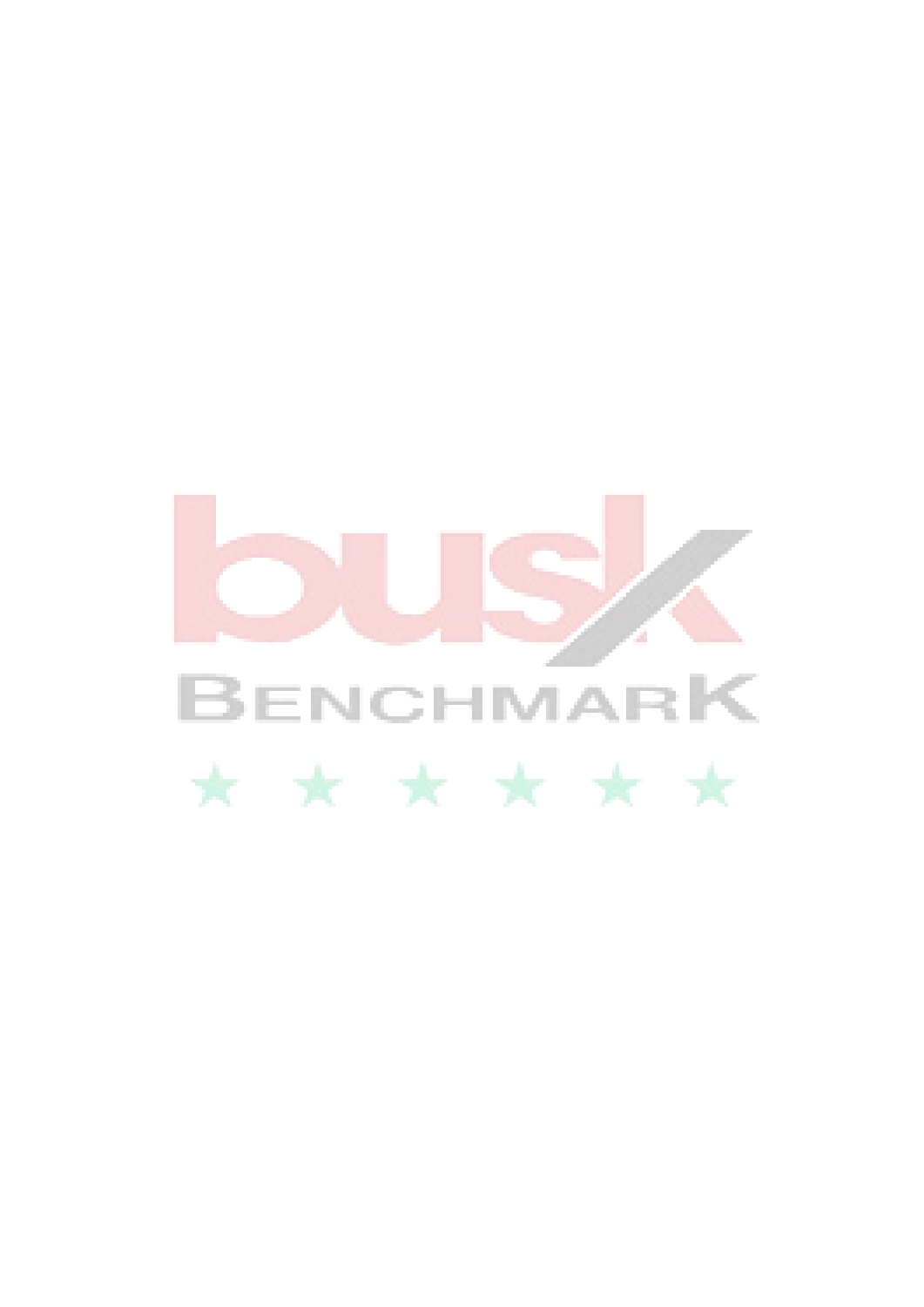busk

BENCHMARK